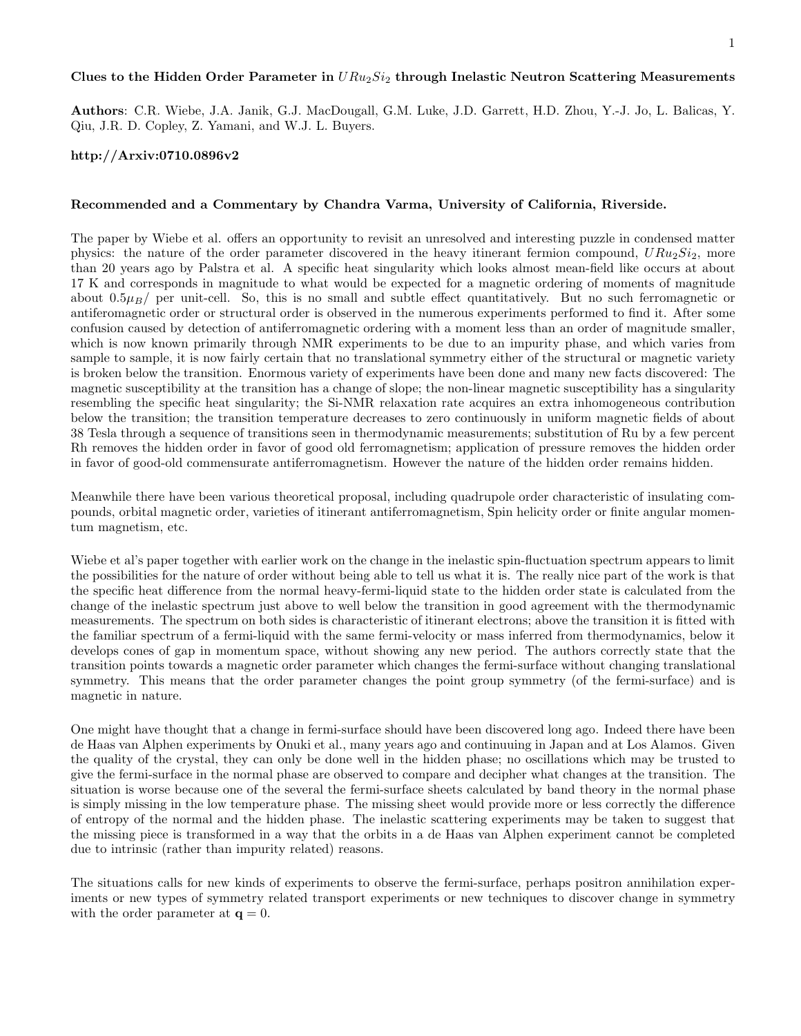**Clues to the Hidden Order Parameter in $URu_2Si_2$ through Inelastic Neutron Scattering Measurements**

**Authors**: C.R. Wiebe, J.A. Janik, G.J. MacDougall, G.M. Luke, J.D. Garrett, H.D. Zhou, Y.-J. Jo, L. Balicas, Y. Qiu, J.R. D. Copley, Z. Yamani, and W.J. L. Buyers.

**http://Arxiv:0710.0896v2**

**Recommended and a Commentary by Chandra Varma, University of California, Riverside.**

The paper by Wiebe et al. offers an opportunity to revisit an unresolved and interesting puzzle in condensed matter physics: the nature of the order parameter discovered in the heavy itinerant fermion compound, $URu_2Si_2$, more than 20 years ago by Palstra et al. A specific heat singularity which looks almost mean-field like occurs at about 17 K and corresponds in magnitude to what would be expected for a magnetic ordering of moments of magnitude about $0.5\mu_B/$ per unit-cell. So, this is no small and subtle effect quantitatively. But no such ferromagnetic or antiferomagnetic order or structural order is observed in the numerous experiments performed to find it. After some confusion caused by detection of antiferromagnetic ordering with a moment less than an order of magnitude smaller, which is now known primarily through NMR experiments to be due to an impurity phase, and which varies from sample to sample, it is now fairly certain that no translational symmetry either of the structural or magnetic variety is broken below the transition. Enormous variety of experiments have been done and many new facts discovered: The magnetic susceptibility at the transition has a change of slope; the non-linear magnetic susceptibility has a singularity resembling the specific heat singularity; the Si-NMR relaxation rate acquires an extra inhomogeneous contribution below the transition; the transition temperature decreases to zero continuously in uniform magnetic fields of about 38 Tesla through a sequence of transitions seen in thermodynamic measurements; substitution of Ru by a few percent Rh removes the hidden order in favor of good old ferromagnetism; application of pressure removes the hidden order in favor of good-old commensurate antiferromagnetism. However the nature of the hidden order remains hidden.

Meanwhile there have been various theoretical proposal, including quadrupole order characteristic of insulating compounds, orbital magnetic order, varieties of itinerant antiferromagnetism, Spin helicity order or finite angular momentum magnetism, etc.

Wiebe et al's paper together with earlier work on the change in the inelastic spin-fluctuation spectrum appears to limit the possibilities for the nature of order without being able to tell us what it is. The really nice part of the work is that the specific heat difference from the normal heavy-fermi-liquid state to the hidden order state is calculated from the change of the inelastic spectrum just above to well below the transition in good agreement with the thermodynamic measurements. The spectrum on both sides is characteristic of itinerant electrons; above the transition it is fitted with the familiar spectrum of a fermi-liquid with the same fermi-velocity or mass inferred from thermodynamics, below it develops cones of gap in momentum space, without showing any new period. The authors correctly state that the transition points towards a magnetic order parameter which changes the fermi-surface without changing translational symmetry. This means that the order parameter changes the point group symmetry (of the fermi-surface) and is magnetic in nature.

One might have thought that a change in fermi-surface should have been discovered long ago. Indeed there have been de Haas van Alphen experiments by Onuki et al., many years ago and continuuing in Japan and at Los Alamos. Given the quality of the crystal, they can only be done well in the hidden phase; no oscillations which may be trusted to give the fermi-surface in the normal phase are observed to compare and decipher what changes at the transition. The situation is worse because one of the several the fermi-surface sheets calculated by band theory in the normal phase is simply missing in the low temperature phase. The missing sheet would provide more or less correctly the difference of entropy of the normal and the hidden phase. The inelastic scattering experiments may be taken to suggest that the missing piece is transformed in a way that the orbits in a de Haas van Alphen experiment cannot be completed due to intrinsic (rather than impurity related) reasons.

The situations calls for new kinds of experiments to observe the fermi-surface, perhaps positron annihilation experiments or new types of symmetry related transport experiments or new techniques to discover change in symmetry with the order parameter at $\mathbf{q} = 0$.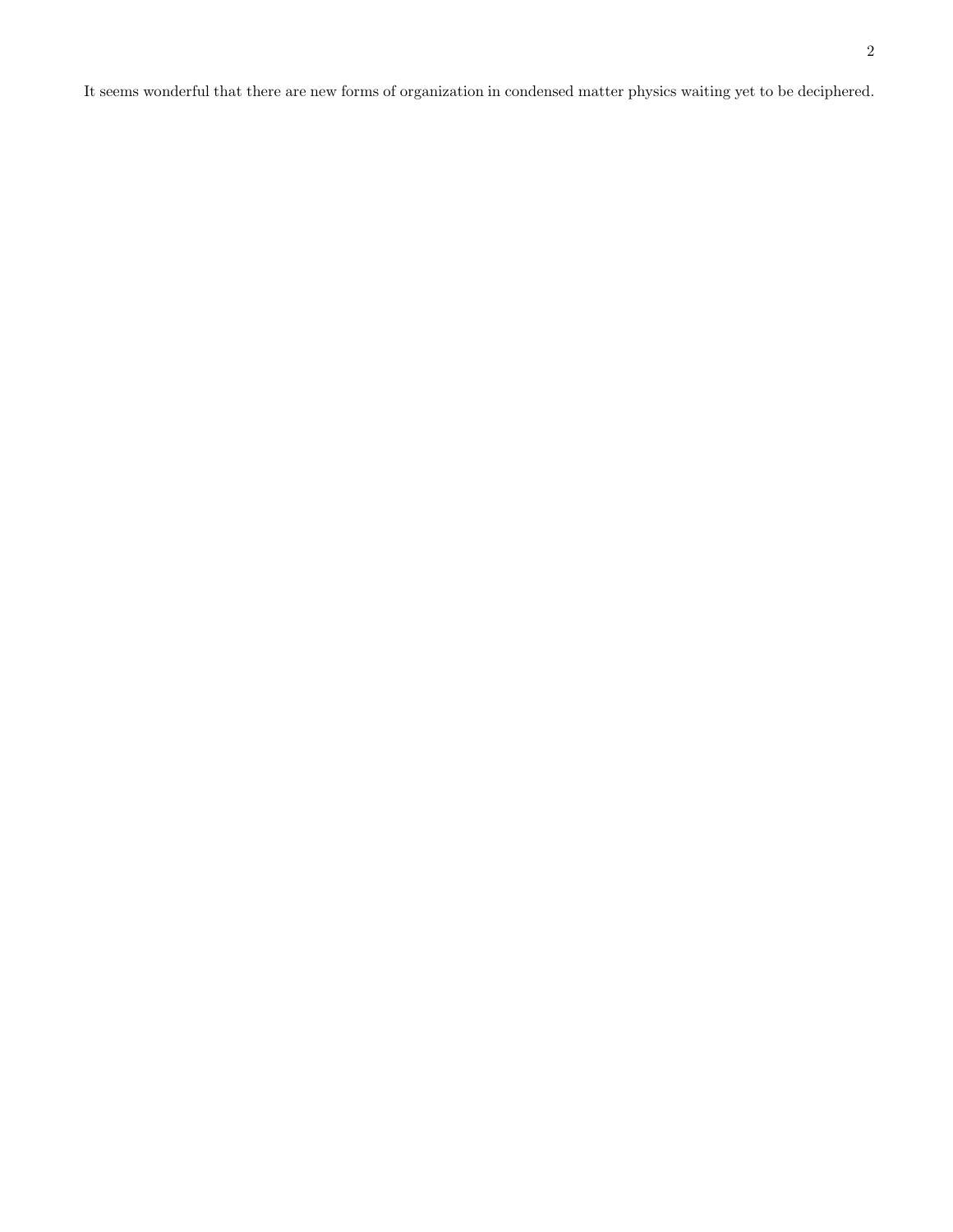It seems wonderful that there are new forms of organization in condensed matter physics waiting yet to be deciphered.